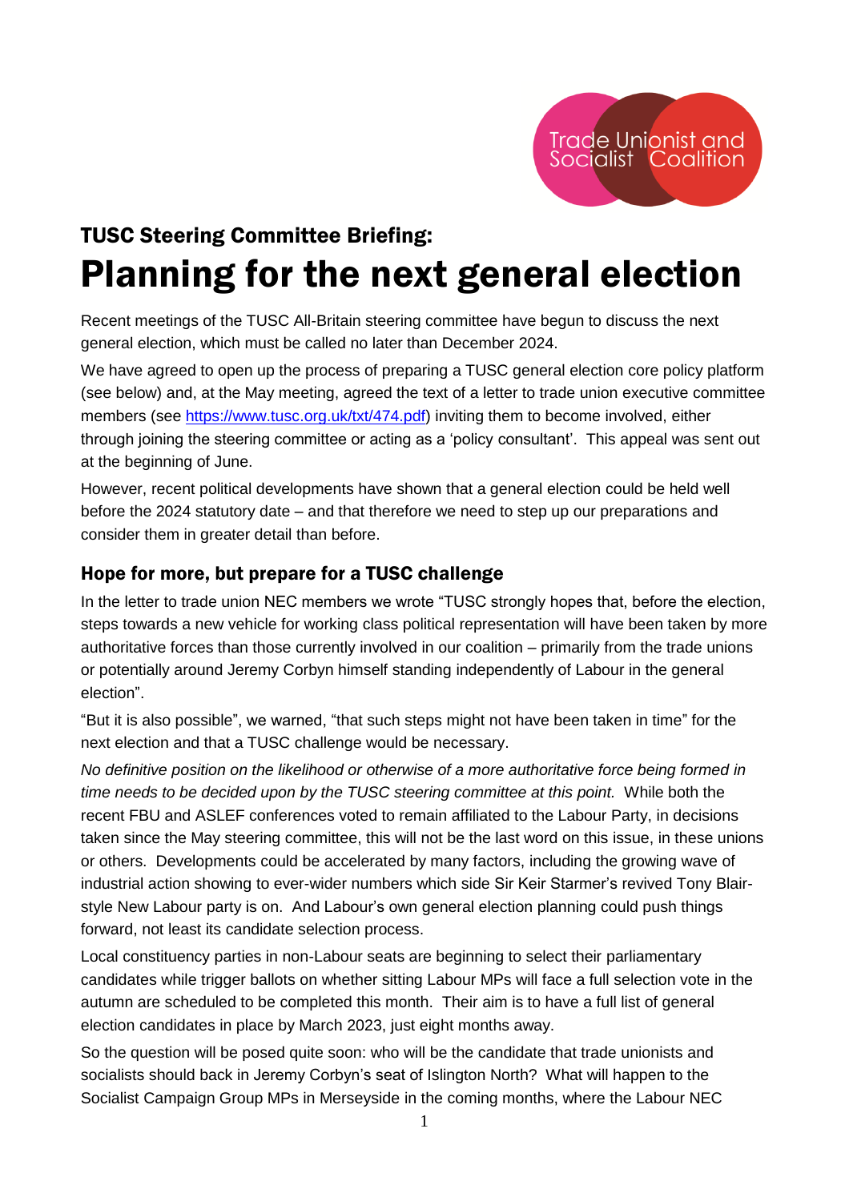Trade Unionist and Socialist Coalition

## TUSC Steering Committee Briefing:

# Planning for the next general election

Recent meetings of the TUSC All-Britain steering committee have begun to discuss the next general election, which must be called no later than December 2024.

We have agreed to open up the process of preparing a TUSC general election core policy platform (see below) and, at the May meeting, agreed the text of a letter to trade union executive committee members (see https://www.tusc.org.uk/txt/474.pdf) inviting them to become involved, either through joining the steering committee or acting as a 'policy consultant'. This appeal was sent out at the beginning of June.

However, recent political developments have shown that a general election could be held well before the 2024 statutory date – and that therefore we need to step up our preparations and consider them in greater detail than before.

### Hope for more, but prepare for a TUSC challenge

In the letter to trade union NEC members we wrote "TUSC strongly hopes that, before the election, steps towards a new vehicle for working class political representation will have been taken by more authoritative forces than those currently involved in our coalition – primarily from the trade unions or potentially around Jeremy Corbyn himself standing independently of Labour in the general election".

"But it is also possible", we warned, "that such steps might not have been taken in time" for the next election and that a TUSC challenge would be necessary.

*No definitive position on the likelihood or otherwise of a more authoritative force being formed in time needs to be decided upon by the TUSC steering committee at this point.* While both the recent FBU and ASLEF conferences voted to remain affiliated to the Labour Party, in decisions taken since the May steering committee, this will not be the last word on this issue, in these unions or others. Developments could be accelerated by many factors, including the growing wave of industrial action showing to ever-wider numbers which side Sir Keir Starmer's revived Tony Blair-style New Labour party is on. And Labour's own general election planning could push things forward, not least its candidate selection process.

Local constituency parties in non-Labour seats are beginning to select their parliamentary candidates while trigger ballots on whether sitting Labour MPs will face a full selection vote in the autumn are scheduled to be completed this month. Their aim is to have a full list of general election candidates in place by March 2023, just eight months away.

So the question will be posed quite soon: who will be the candidate that trade unionists and socialists should back in Jeremy Corbyn's seat of Islington North? What will happen to the Socialist Campaign Group MPs in Merseyside in the coming months, where the Labour NEC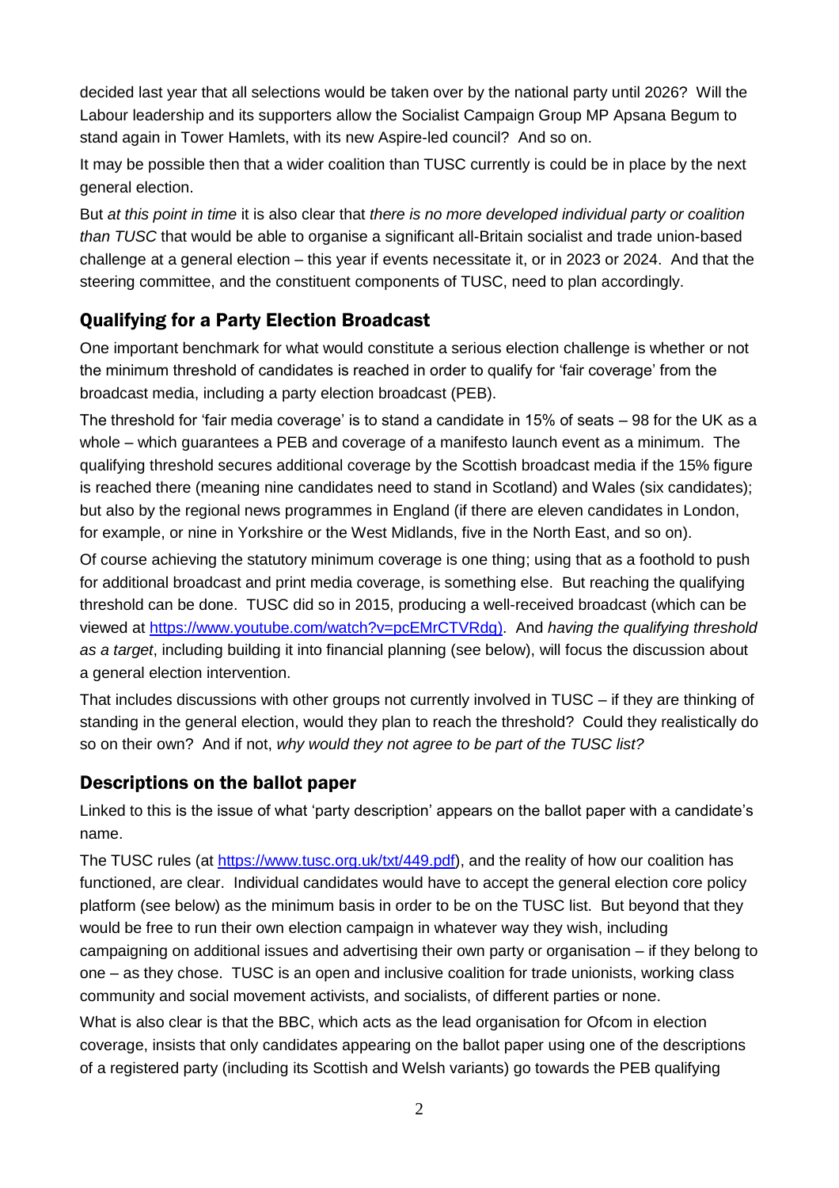decided last year that all selections would be taken over by the national party until 2026? Will the Labour leadership and its supporters allow the Socialist Campaign Group MP Apsana Begum to stand again in Tower Hamlets, with its new Aspire-led council? And so on.

It may be possible then that a wider coalition than TUSC currently is could be in place by the next general election.

But *at this point in time* it is also clear that *there is no more developed individual party or coalition than TUSC* that would be able to organise a significant all-Britain socialist and trade union-based challenge at a general election – this year if events necessitate it, or in 2023 or 2024. And that the steering committee, and the constituent components of TUSC, need to plan accordingly.

## Qualifying for a Party Election Broadcast

One important benchmark for what would constitute a serious election challenge is whether or not the minimum threshold of candidates is reached in order to qualify for 'fair coverage' from the broadcast media, including a party election broadcast (PEB).

The threshold for 'fair media coverage' is to stand a candidate in 15% of seats – 98 for the UK as a whole – which guarantees a PEB and coverage of a manifesto launch event as a minimum. The qualifying threshold secures additional coverage by the Scottish broadcast media if the 15% figure is reached there (meaning nine candidates need to stand in Scotland) and Wales (six candidates); but also by the regional news programmes in England (if there are eleven candidates in London, for example, or nine in Yorkshire or the West Midlands, five in the North East, and so on).

Of course achieving the statutory minimum coverage is one thing; using that as a foothold to push for additional broadcast and print media coverage, is something else. But reaching the qualifying threshold can be done. TUSC did so in 2015, producing a well-received broadcast (which can be viewed at https://www.youtube.com/watch?v=pcEMrCTVRdg). And *having the qualifying threshold as a target*, including building it into financial planning (see below), will focus the discussion about a general election intervention.

That includes discussions with other groups not currently involved in TUSC – if they are thinking of standing in the general election, would they plan to reach the threshold? Could they realistically do so on their own? And if not, *why would they not agree to be part of the TUSC list?*

## Descriptions on the ballot paper

Linked to this is the issue of what 'party description' appears on the ballot paper with a candidate's name.

The TUSC rules (at https://www.tusc.org.uk/txt/449.pdf), and the reality of how our coalition has functioned, are clear. Individual candidates would have to accept the general election core policy platform (see below) as the minimum basis in order to be on the TUSC list. But beyond that they would be free to run their own election campaign in whatever way they wish, including campaigning on additional issues and advertising their own party or organisation – if they belong to one – as they chose. TUSC is an open and inclusive coalition for trade unionists, working class community and social movement activists, and socialists, of different parties or none.

What is also clear is that the BBC, which acts as the lead organisation for Ofcom in election coverage, insists that only candidates appearing on the ballot paper using one of the descriptions of a registered party (including its Scottish and Welsh variants) go towards the PEB qualifying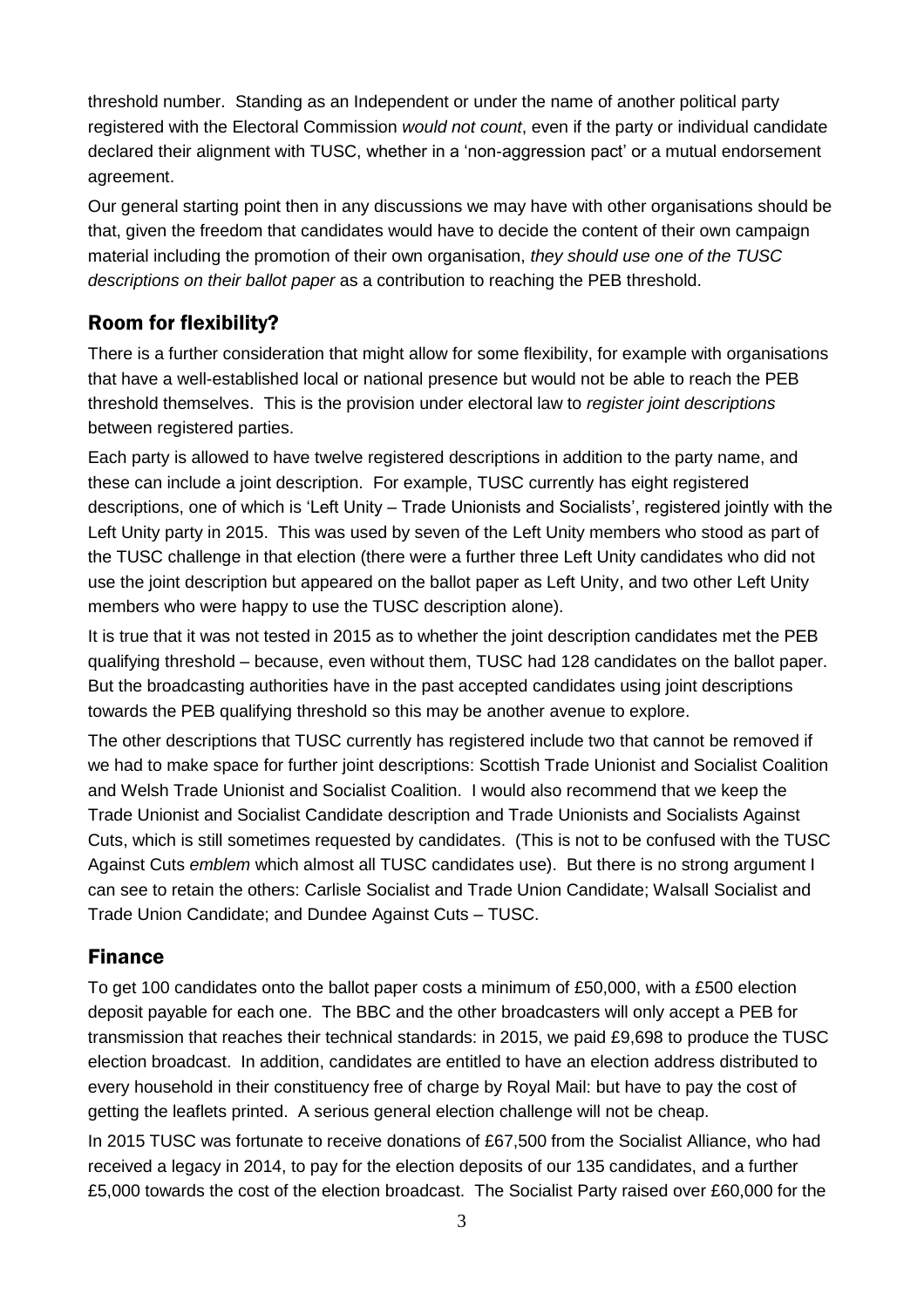threshold number. Standing as an Independent or under the name of another political party registered with the Electoral Commission *would not count*, even if the party or individual candidate declared their alignment with TUSC, whether in a 'non-aggression pact' or a mutual endorsement agreement.

Our general starting point then in any discussions we may have with other organisations should be that, given the freedom that candidates would have to decide the content of their own campaign material including the promotion of their own organisation, *they should use one of the TUSC descriptions on their ballot paper* as a contribution to reaching the PEB threshold.

## Room for flexibility?

There is a further consideration that might allow for some flexibility, for example with organisations that have a well-established local or national presence but would not be able to reach the PEB threshold themselves. This is the provision under electoral law to *register joint descriptions* between registered parties.

Each party is allowed to have twelve registered descriptions in addition to the party name, and these can include a joint description. For example, TUSC currently has eight registered descriptions, one of which is 'Left Unity – Trade Unionists and Socialists', registered jointly with the Left Unity party in 2015. This was used by seven of the Left Unity members who stood as part of the TUSC challenge in that election (there were a further three Left Unity candidates who did not use the joint description but appeared on the ballot paper as Left Unity, and two other Left Unity members who were happy to use the TUSC description alone).

It is true that it was not tested in 2015 as to whether the joint description candidates met the PEB qualifying threshold – because, even without them, TUSC had 128 candidates on the ballot paper. But the broadcasting authorities have in the past accepted candidates using joint descriptions towards the PEB qualifying threshold so this may be another avenue to explore.

The other descriptions that TUSC currently has registered include two that cannot be removed if we had to make space for further joint descriptions: Scottish Trade Unionist and Socialist Coalition and Welsh Trade Unionist and Socialist Coalition. I would also recommend that we keep the Trade Unionist and Socialist Candidate description and Trade Unionists and Socialists Against Cuts, which is still sometimes requested by candidates. (This is not to be confused with the TUSC Against Cuts *emblem* which almost all TUSC candidates use). But there is no strong argument I can see to retain the others: Carlisle Socialist and Trade Union Candidate; Walsall Socialist and Trade Union Candidate; and Dundee Against Cuts – TUSC.

## Finance

To get 100 candidates onto the ballot paper costs a minimum of £50,000, with a £500 election deposit payable for each one. The BBC and the other broadcasters will only accept a PEB for transmission that reaches their technical standards: in 2015, we paid £9,698 to produce the TUSC election broadcast. In addition, candidates are entitled to have an election address distributed to every household in their constituency free of charge by Royal Mail: but have to pay the cost of getting the leaflets printed. A serious general election challenge will not be cheap.

In 2015 TUSC was fortunate to receive donations of £67,500 from the Socialist Alliance, who had received a legacy in 2014, to pay for the election deposits of our 135 candidates, and a further £5,000 towards the cost of the election broadcast. The Socialist Party raised over £60,000 for the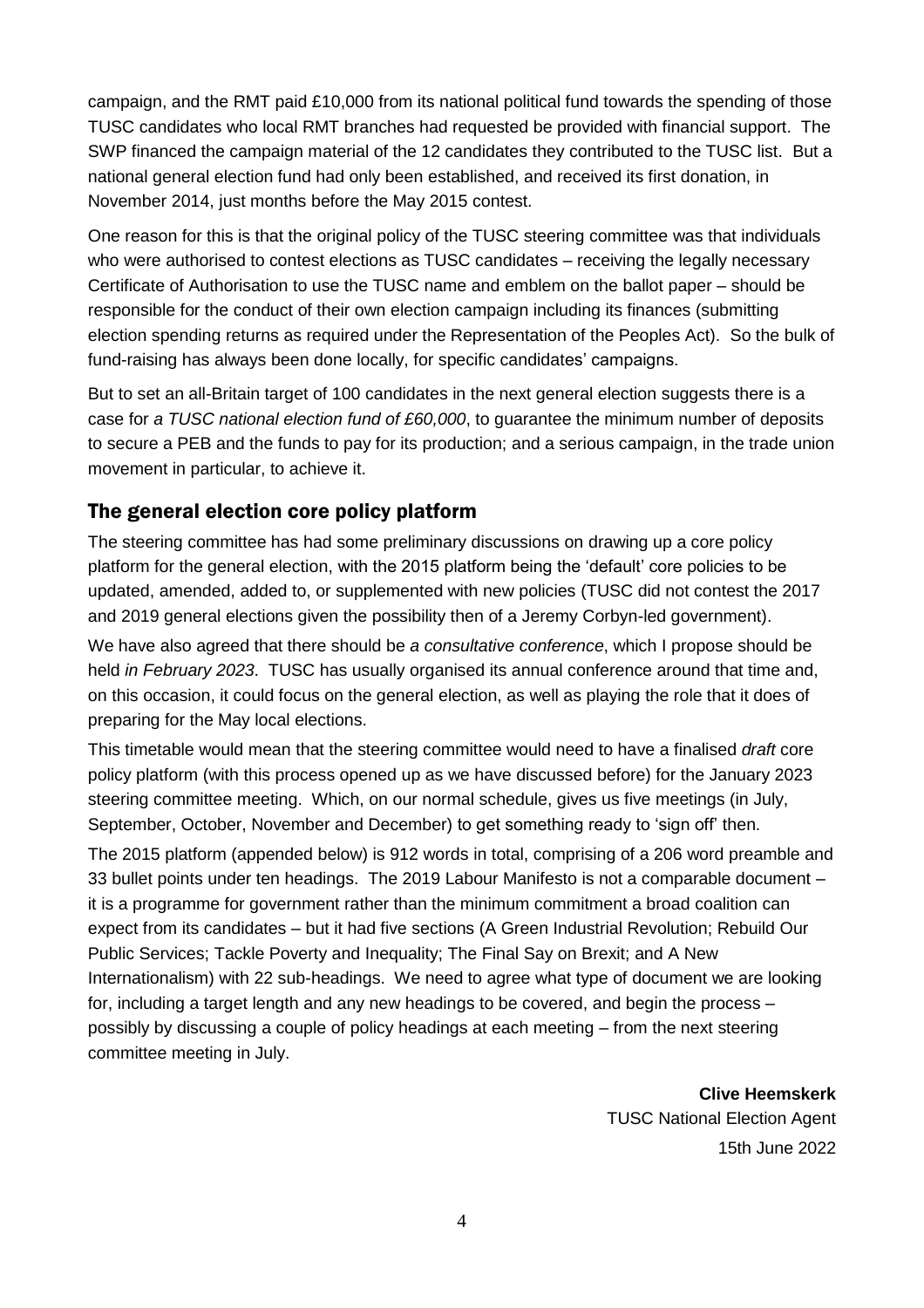campaign, and the RMT paid £10,000 from its national political fund towards the spending of those TUSC candidates who local RMT branches had requested be provided with financial support. The SWP financed the campaign material of the 12 candidates they contributed to the TUSC list. But a national general election fund had only been established, and received its first donation, in November 2014, just months before the May 2015 contest.

One reason for this is that the original policy of the TUSC steering committee was that individuals who were authorised to contest elections as TUSC candidates – receiving the legally necessary Certificate of Authorisation to use the TUSC name and emblem on the ballot paper – should be responsible for the conduct of their own election campaign including its finances (submitting election spending returns as required under the Representation of the Peoples Act). So the bulk of fund-raising has always been done locally, for specific candidates' campaigns.

But to set an all-Britain target of 100 candidates in the next general election suggests there is a case for *a TUSC national election fund of £60,000*, to guarantee the minimum number of deposits to secure a PEB and the funds to pay for its production; and a serious campaign, in the trade union movement in particular, to achieve it.

## The general election core policy platform

The steering committee has had some preliminary discussions on drawing up a core policy platform for the general election, with the 2015 platform being the 'default' core policies to be updated, amended, added to, or supplemented with new policies (TUSC did not contest the 2017 and 2019 general elections given the possibility then of a Jeremy Corbyn-led government).

We have also agreed that there should be *a consultative conference*, which I propose should be held *in February 2023*. TUSC has usually organised its annual conference around that time and, on this occasion, it could focus on the general election, as well as playing the role that it does of preparing for the May local elections.

This timetable would mean that the steering committee would need to have a finalised *draft* core policy platform (with this process opened up as we have discussed before) for the January 2023 steering committee meeting. Which, on our normal schedule, gives us five meetings (in July, September, October, November and December) to get something ready to 'sign off' then.

The 2015 platform (appended below) is 912 words in total, comprising of a 206 word preamble and 33 bullet points under ten headings. The 2019 Labour Manifesto is not a comparable document – it is a programme for government rather than the minimum commitment a broad coalition can expect from its candidates – but it had five sections (A Green Industrial Revolution; Rebuild Our Public Services; Tackle Poverty and Inequality; The Final Say on Brexit; and A New Internationalism) with 22 sub-headings. We need to agree what type of document we are looking for, including a target length and any new headings to be covered, and begin the process – possibly by discussing a couple of policy headings at each meeting – from the next steering committee meeting in July.

**Clive Heemskerk**
TUSC National Election Agent
15th June 2022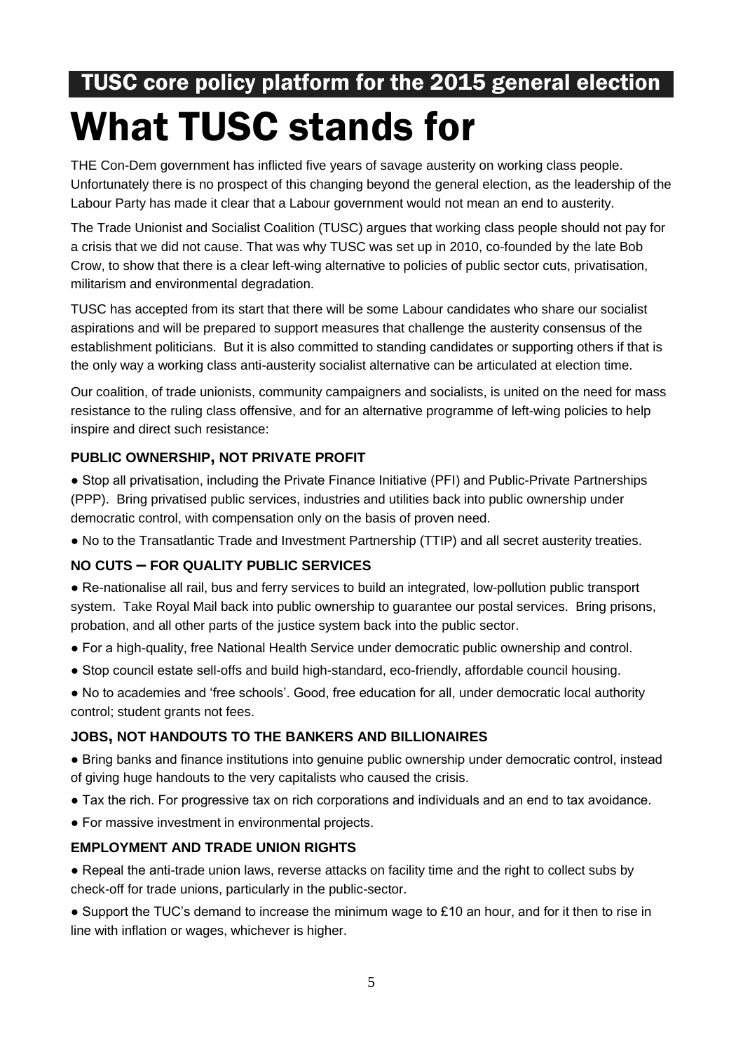## TUSC core policy platform for the 2015 general election

# What TUSC stands for

THE Con-Dem government has inflicted five years of savage austerity on working class people. Unfortunately there is no prospect of this changing beyond the general election, as the leadership of the Labour Party has made it clear that a Labour government would not mean an end to austerity.

The Trade Unionist and Socialist Coalition (TUSC) argues that working class people should not pay for a crisis that we did not cause. That was why TUSC was set up in 2010, co-founded by the late Bob Crow, to show that there is a clear left-wing alternative to policies of public sector cuts, privatisation, militarism and environmental degradation.

TUSC has accepted from its start that there will be some Labour candidates who share our socialist aspirations and will be prepared to support measures that challenge the austerity consensus of the establishment politicians. But it is also committed to standing candidates or supporting others if that is the only way a working class anti-austerity socialist alternative can be articulated at election time.

Our coalition, of trade unionists, community campaigners and socialists, is united on the need for mass resistance to the ruling class offensive, and for an alternative programme of left-wing policies to help inspire and direct such resistance:

### PUBLIC OWNERSHIP, NOT PRIVATE PROFIT

- Stop all privatisation, including the Private Finance Initiative (PFI) and Public-Private Partnerships (PPP). Bring privatised public services, industries and utilities back into public ownership under democratic control, with compensation only on the basis of proven need.
- No to the Transatlantic Trade and Investment Partnership (TTIP) and all secret austerity treaties.

### NO CUTS – FOR QUALITY PUBLIC SERVICES

- Re-nationalise all rail, bus and ferry services to build an integrated, low-pollution public transport system. Take Royal Mail back into public ownership to guarantee our postal services. Bring prisons, probation, and all other parts of the justice system back into the public sector.
- For a high-quality, free National Health Service under democratic public ownership and control.
- Stop council estate sell-offs and build high-standard, eco-friendly, affordable council housing.
- No to academies and 'free schools'. Good, free education for all, under democratic local authority control; student grants not fees.

### JOBS, NOT HANDOUTS TO THE BANKERS AND BILLIONAIRES

- Bring banks and finance institutions into genuine public ownership under democratic control, instead of giving huge handouts to the very capitalists who caused the crisis.
- Tax the rich. For progressive tax on rich corporations and individuals and an end to tax avoidance.
- For massive investment in environmental projects.

### EMPLOYMENT AND TRADE UNION RIGHTS

- Repeal the anti-trade union laws, reverse attacks on facility time and the right to collect subs by check-off for trade unions, particularly in the public-sector.
- Support the TUC's demand to increase the minimum wage to £10 an hour, and for it then to rise in line with inflation or wages, whichever is higher.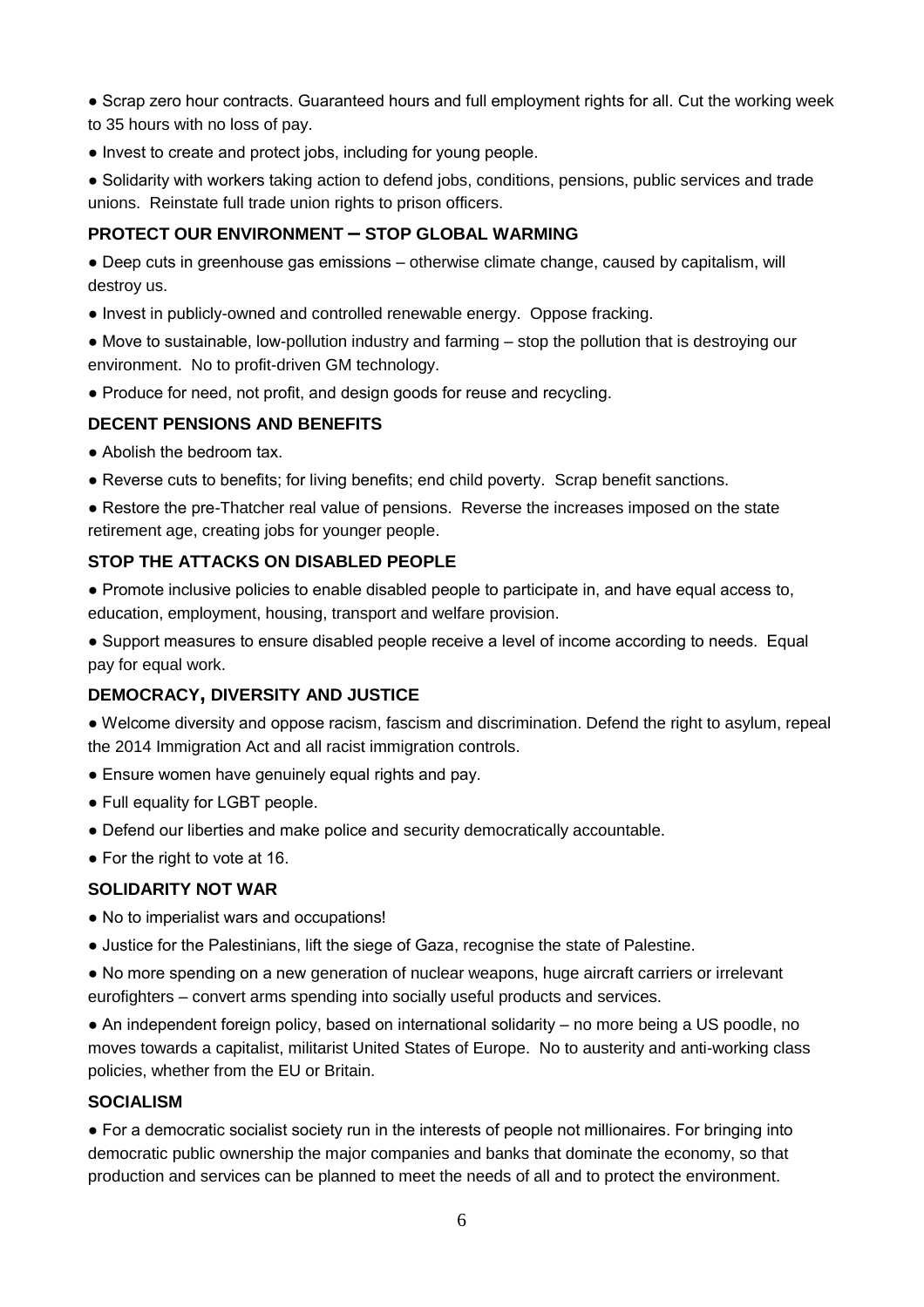- Scrap zero hour contracts. Guaranteed hours and full employment rights for all. Cut the working week to 35 hours with no loss of pay.
- Invest to create and protect jobs, including for young people.
- Solidarity with workers taking action to defend jobs, conditions, pensions, public services and trade unions. Reinstate full trade union rights to prison officers.

### PROTECT OUR ENVIRONMENT – STOP GLOBAL WARMING

- Deep cuts in greenhouse gas emissions – otherwise climate change, caused by capitalism, will destroy us.
- Invest in publicly-owned and controlled renewable energy. Oppose fracking.
- Move to sustainable, low-pollution industry and farming – stop the pollution that is destroying our environment. No to profit-driven GM technology.
- Produce for need, not profit, and design goods for reuse and recycling.

### DECENT PENSIONS AND BENEFITS

- Abolish the bedroom tax.
- Reverse cuts to benefits; for living benefits; end child poverty. Scrap benefit sanctions.
- Restore the pre-Thatcher real value of pensions. Reverse the increases imposed on the state retirement age, creating jobs for younger people.

### STOP THE ATTACKS ON DISABLED PEOPLE

- Promote inclusive policies to enable disabled people to participate in, and have equal access to, education, employment, housing, transport and welfare provision.
- Support measures to ensure disabled people receive a level of income according to needs. Equal pay for equal work.

### DEMOCRACY, DIVERSITY AND JUSTICE

- Welcome diversity and oppose racism, fascism and discrimination. Defend the right to asylum, repeal the 2014 Immigration Act and all racist immigration controls.
- Ensure women have genuinely equal rights and pay.
- Full equality for LGBT people.
- Defend our liberties and make police and security democratically accountable.
- For the right to vote at 16.

### SOLIDARITY NOT WAR

- No to imperialist wars and occupations!
- Justice for the Palestinians, lift the siege of Gaza, recognise the state of Palestine.
- No more spending on a new generation of nuclear weapons, huge aircraft carriers or irrelevant eurofighters – convert arms spending into socially useful products and services.
- An independent foreign policy, based on international solidarity – no more being a US poodle, no moves towards a capitalist, militarist United States of Europe. No to austerity and anti-working class policies, whether from the EU or Britain.

### SOCIALISM

- For a democratic socialist society run in the interests of people not millionaires. For bringing into democratic public ownership the major companies and banks that dominate the economy, so that production and services can be planned to meet the needs of all and to protect the environment.